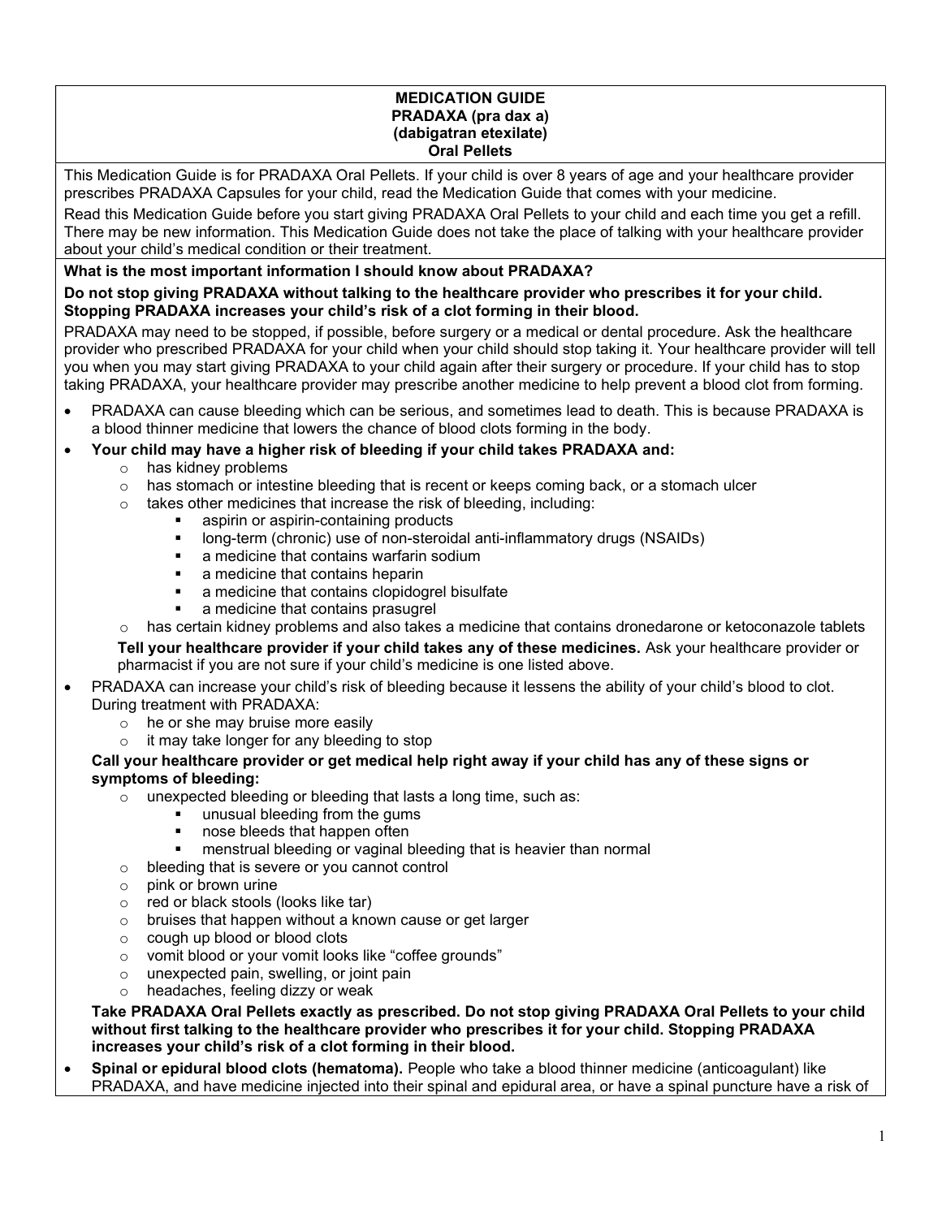# MEDICATION GUIDE
## PRADAXA (pra dax a)
## (dabigatran etexilate)
## Oral Pellets

This Medication Guide is for PRADAXA Oral Pellets. If your child is over 8 years of age and your healthcare provider prescribes PRADAXA Capsules for your child, read the Medication Guide that comes with your medicine.

Read this Medication Guide before you start giving PRADAXA Oral Pellets to your child and each time you get a refill. There may be new information. This Medication Guide does not take the place of talking with your healthcare provider about your child's medical condition or their treatment.

**What is the most important information I should know about PRADAXA?**

**Do not stop giving PRADAXA without talking to the healthcare provider who prescribes it for your child. Stopping PRADAXA increases your child's risk of a clot forming in their blood.**

PRADAXA may need to be stopped, if possible, before surgery or a medical or dental procedure. Ask the healthcare provider who prescribed PRADAXA for your child when your child should stop taking it. Your healthcare provider will tell you when you may start giving PRADAXA to your child again after their surgery or procedure. If your child has to stop taking PRADAXA, your healthcare provider may prescribe another medicine to help prevent a blood clot from forming.

- PRADAXA can cause bleeding which can be serious, and sometimes lead to death. This is because PRADAXA is a blood thinner medicine that lowers the chance of blood clots forming in the body.
- **Your child may have a higher risk of bleeding if your child takes PRADAXA and:**
  - has kidney problems
  - has stomach or intestine bleeding that is recent or keeps coming back, or a stomach ulcer
  - takes other medicines that increase the risk of bleeding, including:
    - aspirin or aspirin-containing products
    - long-term (chronic) use of non-steroidal anti-inflammatory drugs (NSAIDs)
    - a medicine that contains warfarin sodium
    - a medicine that contains heparin
    - a medicine that contains clopidogrel bisulfate
    - a medicine that contains prasugrel
  - has certain kidney problems and also takes a medicine that contains dronedarone or ketoconazole tablets

  **Tell your healthcare provider if your child takes any of these medicines.** Ask your healthcare provider or pharmacist if you are not sure if your child's medicine is one listed above.
- PRADAXA can increase your child's risk of bleeding because it lessens the ability of your child's blood to clot. During treatment with PRADAXA:
  - he or she may bruise more easily
  - it may take longer for any bleeding to stop

  **Call your healthcare provider or get medical help right away if your child has any of these signs or symptoms of bleeding:**
  - unexpected bleeding or bleeding that lasts a long time, such as:
    - unusual bleeding from the gums
    - nose bleeds that happen often
    - menstrual bleeding or vaginal bleeding that is heavier than normal
  - bleeding that is severe or you cannot control
  - pink or brown urine
  - red or black stools (looks like tar)
  - bruises that happen without a known cause or get larger
  - cough up blood or blood clots
  - vomit blood or your vomit looks like "coffee grounds"
  - unexpected pain, swelling, or joint pain
  - headaches, feeling dizzy or weak

  **Take PRADAXA Oral Pellets exactly as prescribed. Do not stop giving PRADAXA Oral Pellets to your child without first talking to the healthcare provider who prescribes it for your child. Stopping PRADAXA increases your child's risk of a clot forming in their blood.**
- **Spinal or epidural blood clots (hematoma).** People who take a blood thinner medicine (anticoagulant) like PRADAXA, and have medicine injected into their spinal and epidural area, or have a spinal puncture have a risk of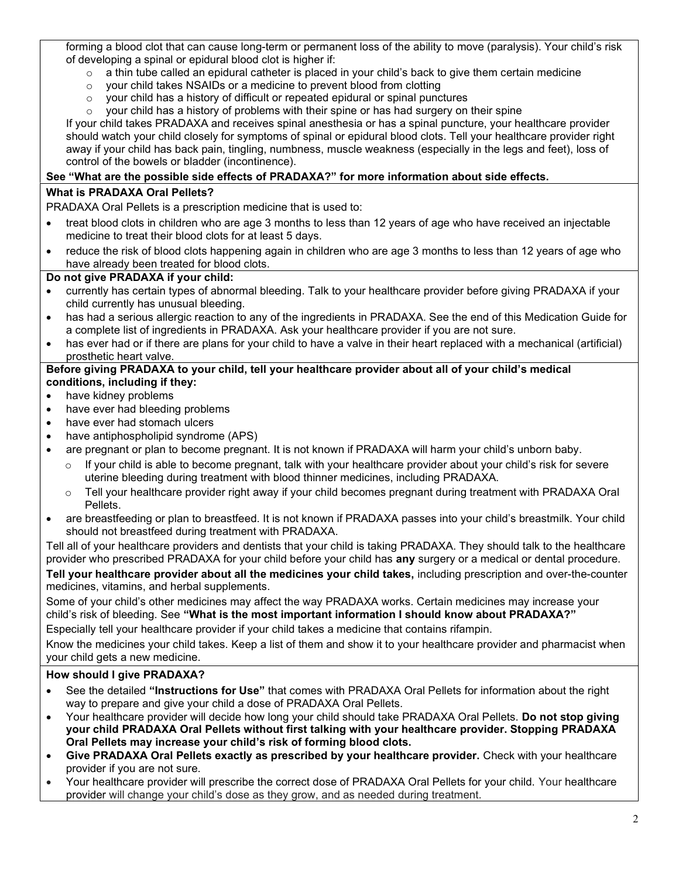forming a blood clot that can cause long-term or permanent loss of the ability to move (paralysis). Your child's risk of developing a spinal or epidural blood clot is higher if:

- a thin tube called an epidural catheter is placed in your child's back to give them certain medicine
- your child takes NSAIDs or a medicine to prevent blood from clotting
- your child has a history of difficult or repeated epidural or spinal punctures
- your child has a history of problems with their spine or has had surgery on their spine

If your child takes PRADAXA and receives spinal anesthesia or has a spinal puncture, your healthcare provider should watch your child closely for symptoms of spinal or epidural blood clots. Tell your healthcare provider right away if your child has back pain, tingling, numbness, muscle weakness (especially in the legs and feet), loss of control of the bowels or bladder (incontinence).

**See "What are the possible side effects of PRADAXA?" for more information about side effects.**

**What is PRADAXA Oral Pellets?**

PRADAXA Oral Pellets is a prescription medicine that is used to:

- treat blood clots in children who are age 3 months to less than 12 years of age who have received an injectable medicine to treat their blood clots for at least 5 days.
- reduce the risk of blood clots happening again in children who are age 3 months to less than 12 years of age who have already been treated for blood clots.

**Do not give PRADAXA if your child:**

- currently has certain types of abnormal bleeding. Talk to your healthcare provider before giving PRADAXA if your child currently has unusual bleeding.
- has had a serious allergic reaction to any of the ingredients in PRADAXA. See the end of this Medication Guide for a complete list of ingredients in PRADAXA. Ask your healthcare provider if you are not sure.
- has ever had or if there are plans for your child to have a valve in their heart replaced with a mechanical (artificial) prosthetic heart valve.

**Before giving PRADAXA to your child, tell your healthcare provider about all of your child's medical conditions, including if they:**

- have kidney problems
- have ever had bleeding problems
- have ever had stomach ulcers
- have antiphospholipid syndrome (APS)
- are pregnant or plan to become pregnant. It is not known if PRADAXA will harm your child's unborn baby.
  - If your child is able to become pregnant, talk with your healthcare provider about your child's risk for severe uterine bleeding during treatment with blood thinner medicines, including PRADAXA.
  - Tell your healthcare provider right away if your child becomes pregnant during treatment with PRADAXA Oral Pellets.
- are breastfeeding or plan to breastfeed. It is not known if PRADAXA passes into your child's breastmilk. Your child should not breastfeed during treatment with PRADAXA.

Tell all of your healthcare providers and dentists that your child is taking PRADAXA. They should talk to the healthcare provider who prescribed PRADAXA for your child before your child has **any** surgery or a medical or dental procedure.

**Tell your healthcare provider about all the medicines your child takes,** including prescription and over-the-counter medicines, vitamins, and herbal supplements.

Some of your child's other medicines may affect the way PRADAXA works. Certain medicines may increase your child's risk of bleeding. See **"What is the most important information I should know about PRADAXA?"**

Especially tell your healthcare provider if your child takes a medicine that contains rifampin.

Know the medicines your child takes. Keep a list of them and show it to your healthcare provider and pharmacist when your child gets a new medicine.

**How should I give PRADAXA?**

- See the detailed **"Instructions for Use"** that comes with PRADAXA Oral Pellets for information about the right way to prepare and give your child a dose of PRADAXA Oral Pellets.
- Your healthcare provider will decide how long your child should take PRADAXA Oral Pellets. **Do not stop giving your child PRADAXA Oral Pellets without first talking with your healthcare provider. Stopping PRADAXA Oral Pellets may increase your child's risk of forming blood clots.**
- **Give PRADAXA Oral Pellets exactly as prescribed by your healthcare provider.** Check with your healthcare provider if you are not sure.
- Your healthcare provider will prescribe the correct dose of PRADAXA Oral Pellets for your child. Your healthcare provider will change your child's dose as they grow, and as needed during treatment.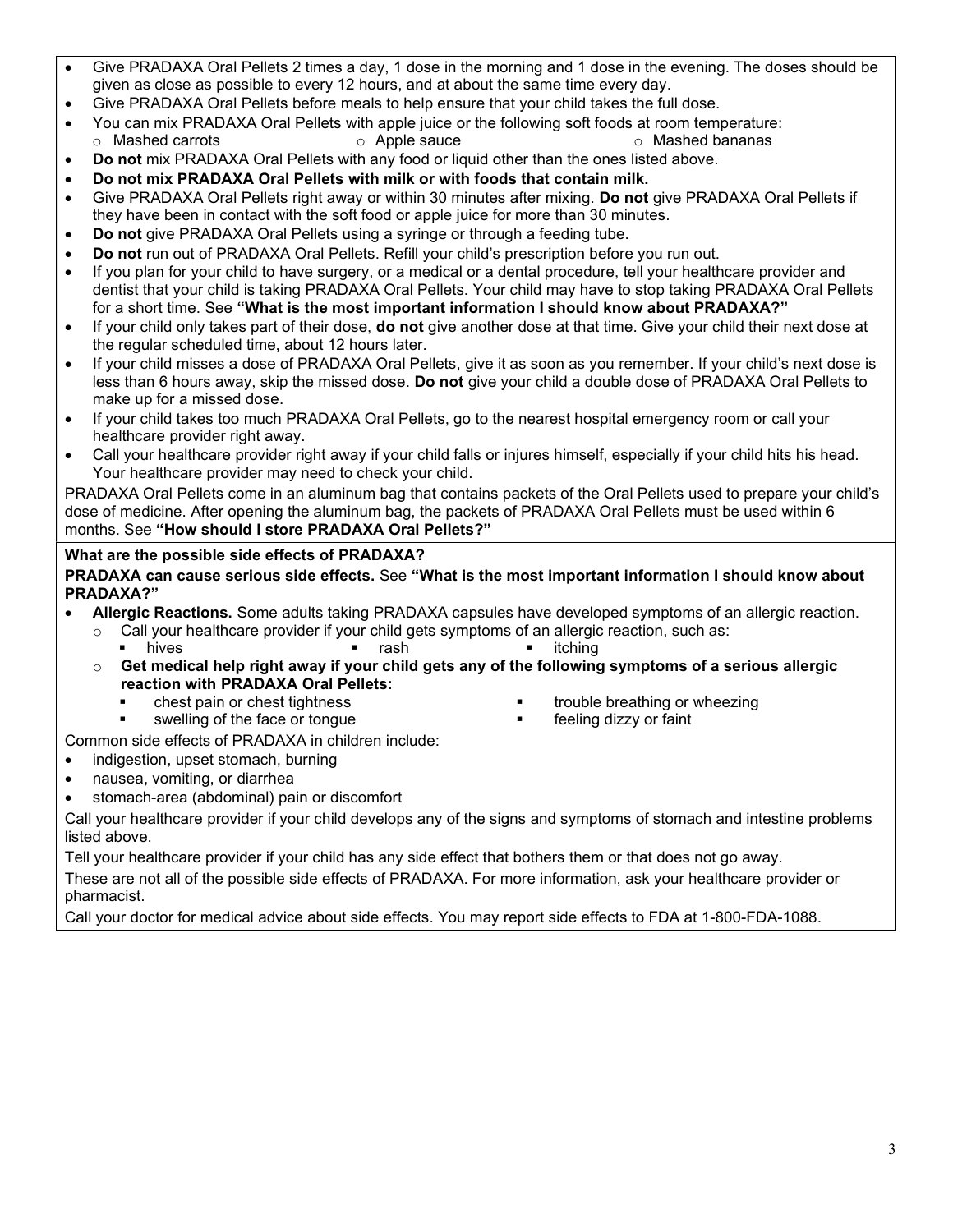- Give PRADAXA Oral Pellets 2 times a day, 1 dose in the morning and 1 dose in the evening. The doses should be given as close as possible to every 12 hours, and at about the same time every day.
- Give PRADAXA Oral Pellets before meals to help ensure that your child takes the full dose.
- You can mix PRADAXA Oral Pellets with apple juice or the following soft foods at room temperature:
  - Mashed carrots
  - Apple sauce
  - Mashed bananas
- **Do not** mix PRADAXA Oral Pellets with any food or liquid other than the ones listed above.
- **Do not mix PRADAXA Oral Pellets with milk or with foods that contain milk.**
- Give PRADAXA Oral Pellets right away or within 30 minutes after mixing. **Do not** give PRADAXA Oral Pellets if they have been in contact with the soft food or apple juice for more than 30 minutes.
- **Do not** give PRADAXA Oral Pellets using a syringe or through a feeding tube.
- **Do not** run out of PRADAXA Oral Pellets. Refill your child's prescription before you run out.
- If you plan for your child to have surgery, or a medical or a dental procedure, tell your healthcare provider and dentist that your child is taking PRADAXA Oral Pellets. Your child may have to stop taking PRADAXA Oral Pellets for a short time. See **"What is the most important information I should know about PRADAXA?"**
- If your child only takes part of their dose, **do not** give another dose at that time. Give your child their next dose at the regular scheduled time, about 12 hours later.
- If your child misses a dose of PRADAXA Oral Pellets, give it as soon as you remember. If your child's next dose is less than 6 hours away, skip the missed dose. **Do not** give your child a double dose of PRADAXA Oral Pellets to make up for a missed dose.
- If your child takes too much PRADAXA Oral Pellets, go to the nearest hospital emergency room or call your healthcare provider right away.
- Call your healthcare provider right away if your child falls or injures himself, especially if your child hits his head. Your healthcare provider may need to check your child.

PRADAXA Oral Pellets come in an aluminum bag that contains packets of the Oral Pellets used to prepare your child's dose of medicine. After opening the aluminum bag, the packets of PRADAXA Oral Pellets must be used within 6 months. See **"How should I store PRADAXA Oral Pellets?"**

**What are the possible side effects of PRADAXA?**

**PRADAXA can cause serious side effects.** See **"What is the most important information I should know about PRADAXA?"**

- **Allergic Reactions.** Some adults taking PRADAXA capsules have developed symptoms of an allergic reaction.
  - Call your healthcare provider if your child gets symptoms of an allergic reaction, such as:
    - hives
    - rash
    - itching
  - **Get medical help right away if your child gets any of the following symptoms of a serious allergic reaction with PRADAXA Oral Pellets:**
    - chest pain or chest tightness
    - swelling of the face or tongue
    - trouble breathing or wheezing
    - feeling dizzy or faint

Common side effects of PRADAXA in children include:

- indigestion, upset stomach, burning
- nausea, vomiting, or diarrhea
- stomach-area (abdominal) pain or discomfort

Call your healthcare provider if your child develops any of the signs and symptoms of stomach and intestine problems listed above.

Tell your healthcare provider if your child has any side effect that bothers them or that does not go away.

These are not all of the possible side effects of PRADAXA. For more information, ask your healthcare provider or pharmacist.

Call your doctor for medical advice about side effects. You may report side effects to FDA at 1-800-FDA-1088.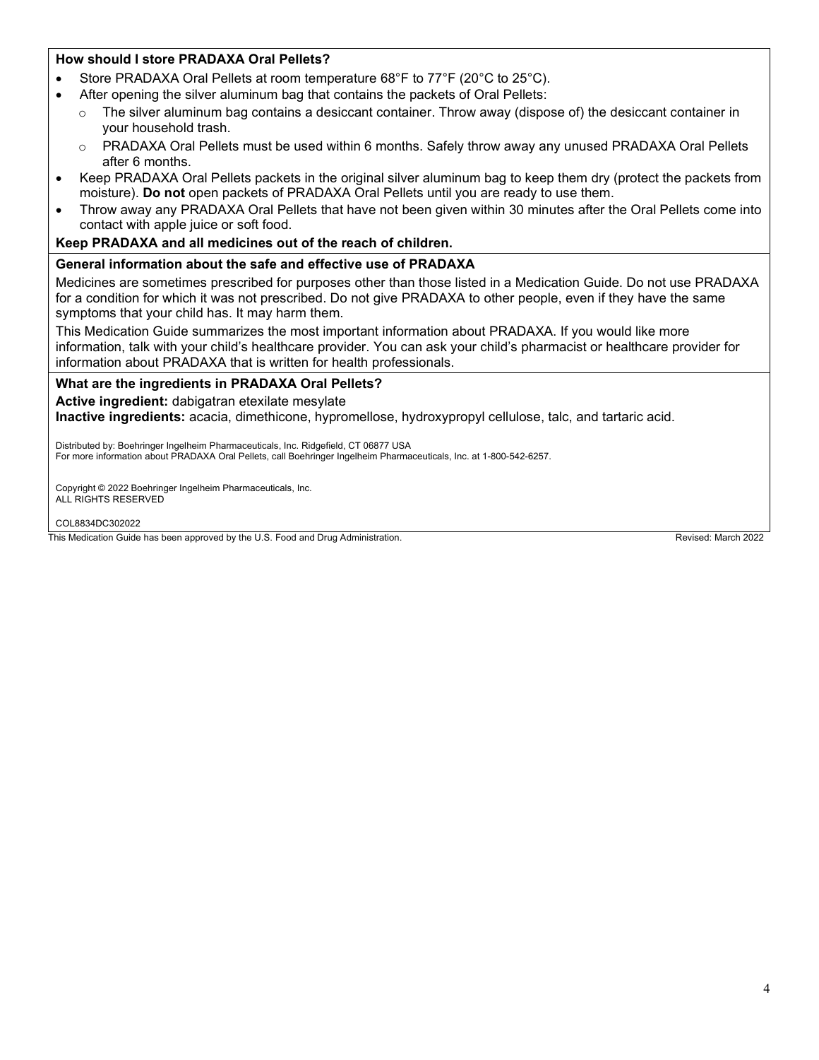**How should I store PRADAXA Oral Pellets?**

- Store PRADAXA Oral Pellets at room temperature 68°F to 77°F (20°C to 25°C).
- After opening the silver aluminum bag that contains the packets of Oral Pellets:
  - The silver aluminum bag contains a desiccant container. Throw away (dispose of) the desiccant container in your household trash.
  - PRADAXA Oral Pellets must be used within 6 months. Safely throw away any unused PRADAXA Oral Pellets after 6 months.
- Keep PRADAXA Oral Pellets packets in the original silver aluminum bag to keep them dry (protect the packets from moisture). **Do not** open packets of PRADAXA Oral Pellets until you are ready to use them.
- Throw away any PRADAXA Oral Pellets that have not been given within 30 minutes after the Oral Pellets come into contact with apple juice or soft food.

**Keep PRADAXA and all medicines out of the reach of children.**

**General information about the safe and effective use of PRADAXA**

Medicines are sometimes prescribed for purposes other than those listed in a Medication Guide. Do not use PRADAXA for a condition for which it was not prescribed. Do not give PRADAXA to other people, even if they have the same symptoms that your child has. It may harm them.

This Medication Guide summarizes the most important information about PRADAXA. If you would like more information, talk with your child's healthcare provider. You can ask your child's pharmacist or healthcare provider for information about PRADAXA that is written for health professionals.

**What are the ingredients in PRADAXA Oral Pellets?**

**Active ingredient:** dabigatran etexilate mesylate

**Inactive ingredients:** acacia, dimethicone, hypromellose, hydroxypropyl cellulose, talc, and tartaric acid.

Distributed by: Boehringer Ingelheim Pharmaceuticals, Inc. Ridgefield, CT 06877 USA
For more information about PRADAXA Oral Pellets, call Boehringer Ingelheim Pharmaceuticals, Inc. at 1-800-542-6257.

Copyright © 2022 Boehringer Ingelheim Pharmaceuticals, Inc.
ALL RIGHTS RESERVED

COL8834DC302022

This Medication Guide has been approved by the U.S. Food and Drug Administration. Revised: March 2022